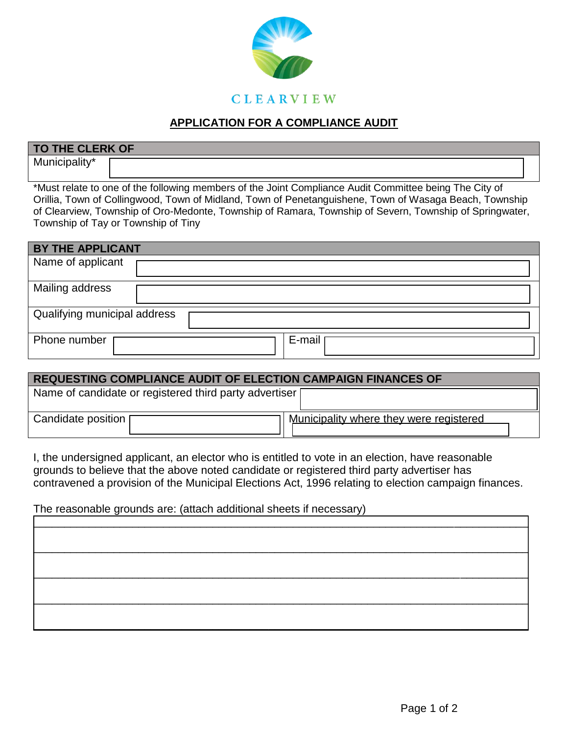CLEARVIEW

## APPLICATION FOR A COMPLIANCE AUDIT

| TO THE CLERK OF | |
|---|---|
| Municipality* | |

*Must relate to one of the following members of the Joint Compliance Audit Committee being The City of Orillia, Town of Collingwood, Town of Midland, Town of Penetanguishene, Town of Wasaga Beach, Township of Clearview, Township of Oro-Medonte, Township of Ramara, Township of Severn, Township of Springwater, Township of Tay or Township of Tiny

| BY THE APPLICANT | | | |
|---|---|---|---|
| Name of applicant | | | |
| Mailing address | | | |
| Qualifying municipal address | | | |
| Phone number | | E-mail | |

| REQUESTING COMPLIANCE AUDIT OF ELECTION CAMPAIGN FINANCES OF | | | |
|---|---|---|---|
| Name of candidate or registered third party advertiser | | | |
| Candidate position | | Municipality where they were registered | |

I, the undersigned applicant, an elector who is entitled to vote in an election, have reasonable grounds to believe that the above noted candidate or registered third party advertiser has contravened a provision of the Municipal Elections Act, 1996 relating to election campaign finances.

The reasonable grounds are: (attach additional sheets if necessary)

\_\_\_\_\_\_\_\_\_\_\_\_\_\_\_\_\_\_\_\_\_\_\_\_\_\_\_\_\_\_\_\_\_\_\_\_\_\_\_\_\_\_\_\_\_\_\_\_\_\_\_\_\_\_\_\_\_\_

\_\_\_\_\_\_\_\_\_\_\_\_\_\_\_\_\_\_\_\_\_\_\_\_\_\_\_\_\_\_\_\_\_\_\_\_\_\_\_\_\_\_\_\_\_\_\_\_\_\_\_\_\_\_\_\_\_\_

\_\_\_\_\_\_\_\_\_\_\_\_\_\_\_\_\_\_\_\_\_\_\_\_\_\_\_\_\_\_\_\_\_\_\_\_\_\_\_\_\_\_\_\_\_\_\_\_\_\_\_\_\_\_\_\_\_\_

\_\_\_\_\_\_\_\_\_\_\_\_\_\_\_\_\_\_\_\_\_\_\_\_\_\_\_\_\_\_\_\_\_\_\_\_\_\_\_\_\_\_\_\_\_\_\_\_\_\_\_\_\_\_\_\_\_\_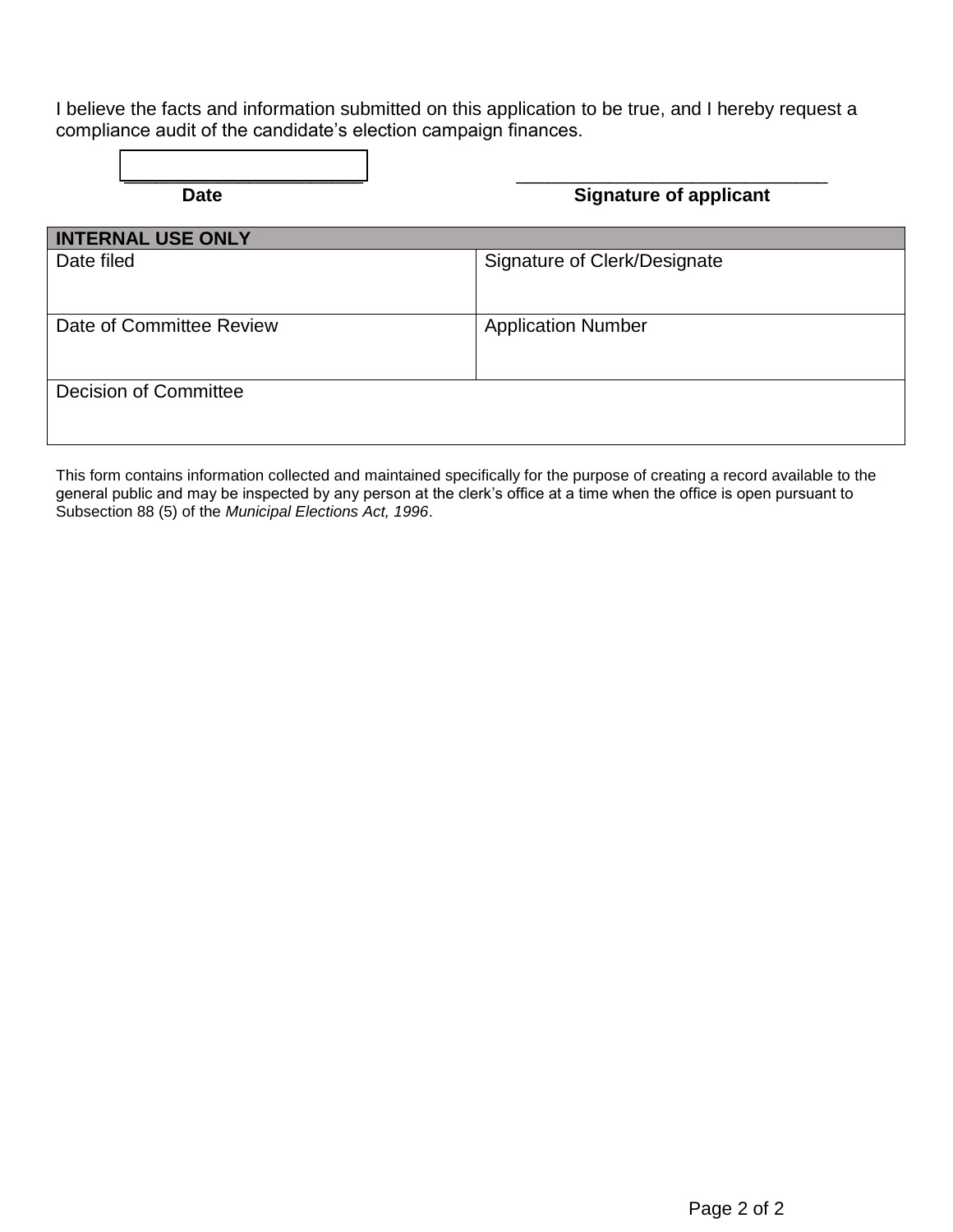I believe the facts and information submitted on this application to be true, and I hereby request a compliance audit of the candidate's election campaign finances.

| | |
|---|---|
| ______________________ | ______________________________ |
| **Date** | **Signature of applicant** |

| **INTERNAL USE ONLY** | |
|---|---|
| Date filed | Signature of Clerk/Designate |
| Date of Committee Review | Application Number |
| Decision of Committee | |

This form contains information collected and maintained specifically for the purpose of creating a record available to the general public and may be inspected by any person at the clerk's office at a time when the office is open pursuant to Subsection 88 (5) of the *Municipal Elections Act, 1996*.